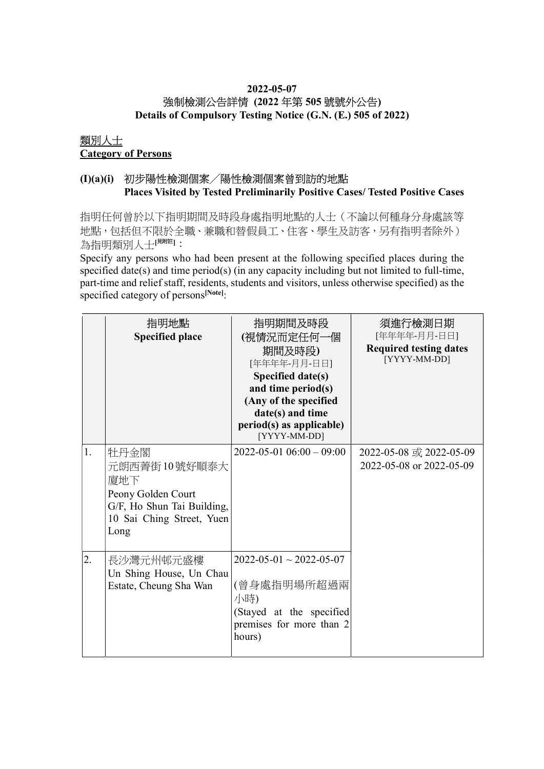**2022-05-07**

**強制檢測公告詳情 (2022 年第 505 號號外公告)**

**Details of Compulsory Testing Notice (G.N. (E.) 505 of 2022)**

**類別人士**

**Category of Persons**

**(I)(a)(i) 初步陽性檢測個案／陽性檢測個案曾到訪的地點**
**Places Visited by Tested Preliminarily Positive Cases/ Tested Positive Cases**

指明任何曾於以下指明期間及時段身處指明地點的人士（不論以何種身分身處該等地點，包括但不限於全職、兼職和替假員工、住客、學生及訪客，另有指明者除外）為指明類別人士[見附註]：

Specify any persons who had been present at the following specified places during the specified date(s) and time period(s) (in any capacity including but not limited to full-time, part-time and relief staff, residents, students and visitors, unless otherwise specified) as the specified category of persons[Note]:

| | 指明地點<br>**Specified place** | 指明期間及時段<br>**(視情況而定任何一個期間及時段)**<br>[年年年年-月月-日日]<br>**Specified date(s) and time period(s) (Any of the specified date(s) and time period(s) as applicable)**<br>[YYYY-MM-DD] | 須進行檢測日期<br>[年年年年-月月-日日]<br>**Required testing dates**<br>[YYYY-MM-DD] |
|---|---|---|---|
| 1. | 牡丹金閣<br>元朗西菁街10號好順泰大廈地下<br>Peony Golden Court<br>G/F, Ho Shun Tai Building, 10 Sai Ching Street, Yuen Long | 2022-05-01 06:00 – 09:00 | 2022-05-08 或 2022-05-09<br>2022-05-08 or 2022-05-09 |
| 2. | 長沙灣元州邨元盛樓<br>Un Shing House, Un Chau Estate, Cheung Sha Wan | 2022-05-01 ~ 2022-05-07<br>(曾身處指明場所超過兩小時)<br>(Stayed at the specified premises for more than 2 hours) | |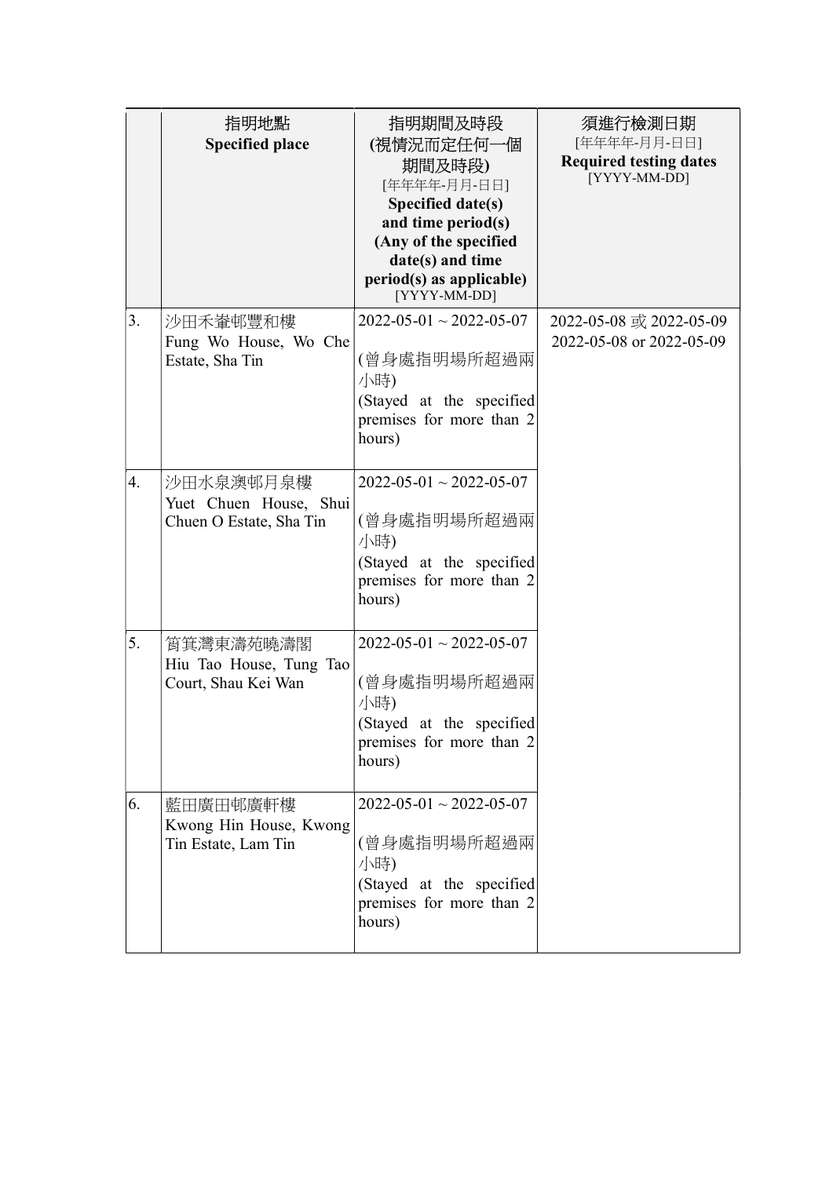|  | 指明地點<br>**Specified place** | 指明期間及時段<br>**(視情況而定任何一個期間及時段)**<br>[年年年年-月月-日日]<br>**Specified date(s) and time period(s) (Any of the specified date(s) and time period(s) as applicable)**<br>[YYYY-MM-DD] | 須進行檢測日期<br>[年年年年-月月-日日]<br>**Required testing dates**<br>[YYYY-MM-DD] |
|---|---|---|---|
| 3. | 沙田禾輋邨豐和樓<br>Fung Wo House, Wo Che Estate, Sha Tin | 2022-05-01 ~ 2022-05-07<br><br>(曾身處指明場所超過兩小時)<br>(Stayed at the specified premises for more than 2 hours) | 2022-05-08 或 2022-05-09<br>2022-05-08 or 2022-05-09 |
| 4. | 沙田水泉澳邨月泉樓<br>Yuet Chuen House, Shui Chuen O Estate, Sha Tin | 2022-05-01 ~ 2022-05-07<br><br>(曾身處指明場所超過兩小時)<br>(Stayed at the specified premises for more than 2 hours) |  |
| 5. | 筲箕灣東濤苑曉濤閣<br>Hiu Tao House, Tung Tao Court, Shau Kei Wan | 2022-05-01 ~ 2022-05-07<br><br>(曾身處指明場所超過兩小時)<br>(Stayed at the specified premises for more than 2 hours) |  |
| 6. | 藍田廣田邨廣軒樓<br>Kwong Hin House, Kwong Tin Estate, Lam Tin | 2022-05-01 ~ 2022-05-07<br><br>(曾身處指明場所超過兩小時)<br>(Stayed at the specified premises for more than 2 hours) |  |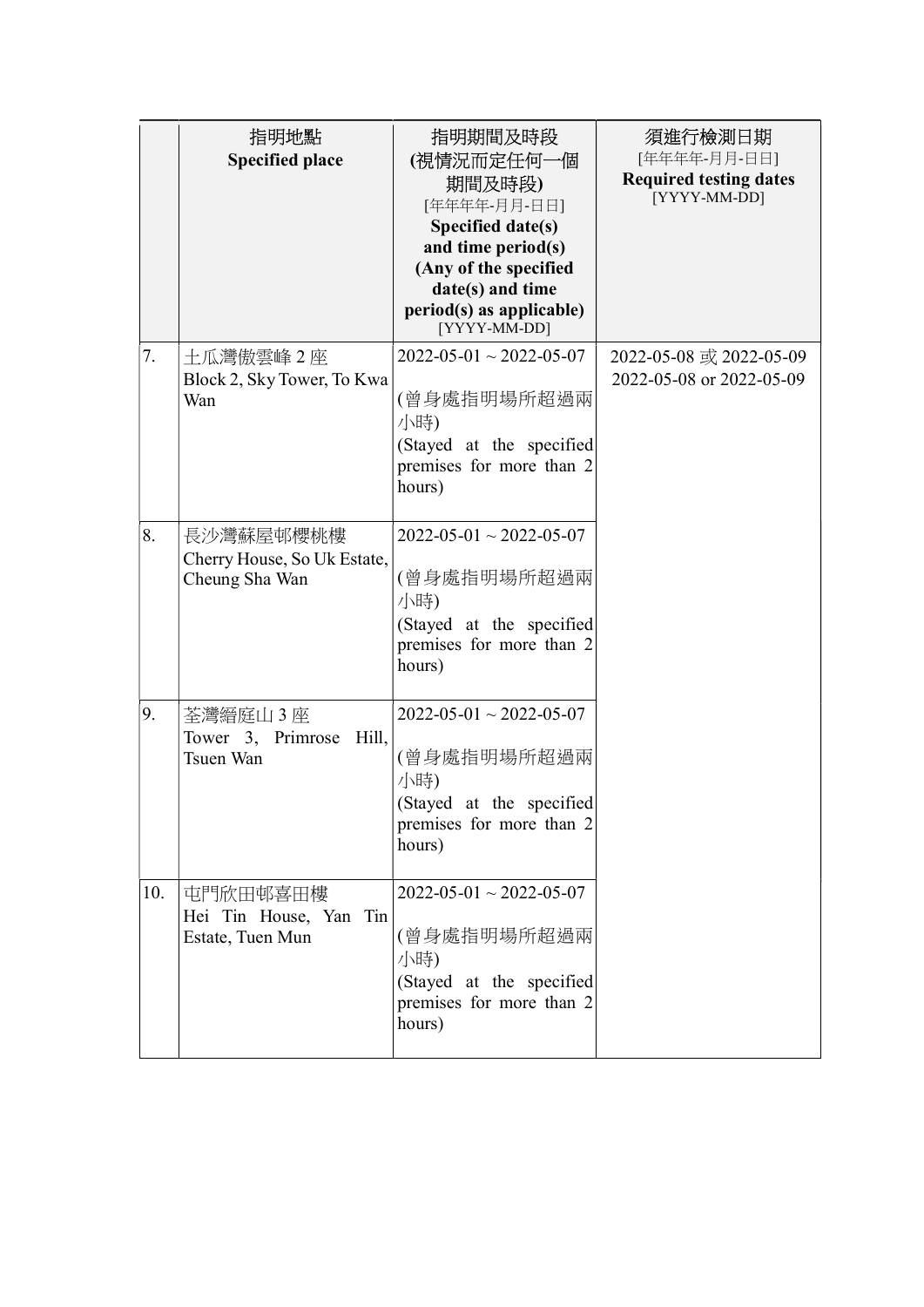| | 指明地點 Specified place | 指明期間及時段 (視情況而定任何一個期間及時段) [年年年年-月月-日日] Specified date(s) and time period(s) (Any of the specified date(s) and time period(s) as applicable) [YYYY-MM-DD] | 須進行檢測日期 [年年年年-月月-日日] Required testing dates [YYYY-MM-DD] |
|---|---|---|---|
| 7. | 土瓜灣傲雲峰 2 座 Block 2, Sky Tower, To Kwa Wan | 2022-05-01 ~ 2022-05-07 (曾身處指明場所超過兩小時) (Stayed at the specified premises for more than 2 hours) | 2022-05-08 或 2022-05-09 2022-05-08 or 2022-05-09 |
| 8. | 長沙灣蘇屋邨櫻桃樓 Cherry House, So Uk Estate, Cheung Sha Wan | 2022-05-01 ~ 2022-05-07 (曾身處指明場所超過兩小時) (Stayed at the specified premises for more than 2 hours) | |
| 9. | 荃灣縉庭山 3 座 Tower 3, Primrose Hill, Tsuen Wan | 2022-05-01 ~ 2022-05-07 (曾身處指明場所超過兩小時) (Stayed at the specified premises for more than 2 hours) | |
| 10. | 屯門欣田邨喜田樓 Hei Tin House, Yan Tin Estate, Tuen Mun | 2022-05-01 ~ 2022-05-07 (曾身處指明場所超過兩小時) (Stayed at the specified premises for more than 2 hours) | |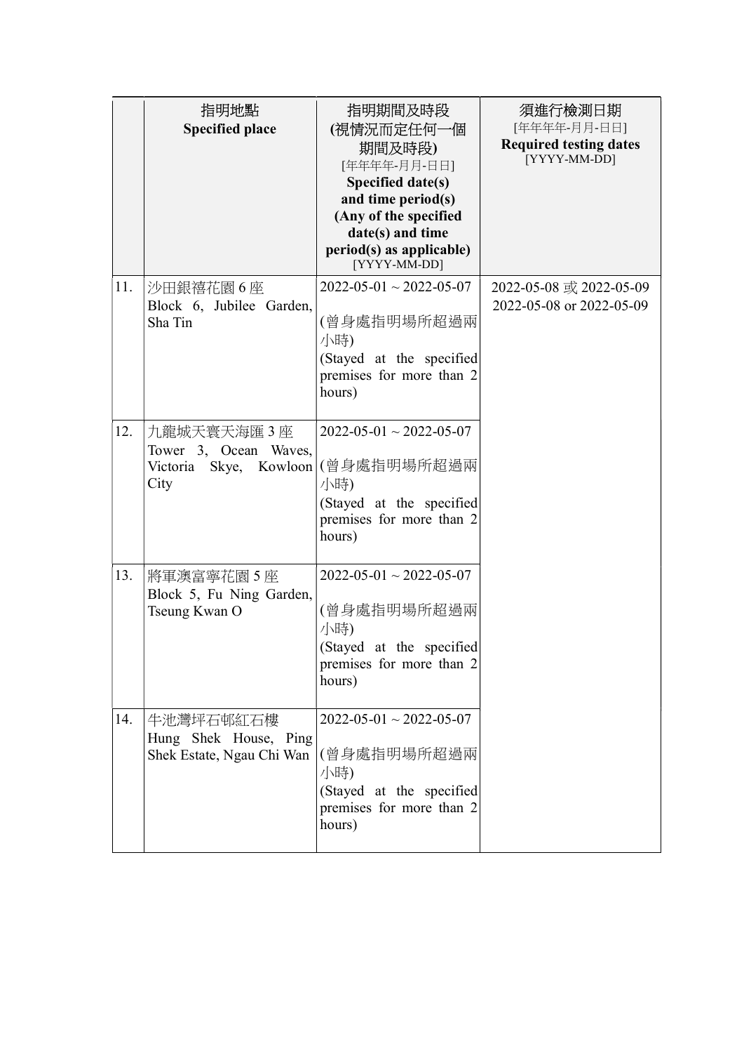| | 指明地點<br>**Specified place** | 指明期間及時段<br>**(視情況而定任何一個期間及時段)**<br>[年年年年-月月-日日]<br>**Specified date(s) and time period(s) (Any of the specified date(s) and time period(s) as applicable)**<br>[YYYY-MM-DD] | 須進行檢測日期<br>[年年年年-月月-日日]<br>**Required testing dates**<br>[YYYY-MM-DD] |
|---|---|---|---|
| 11. | 沙田銀禧花園 6 座<br>Block 6, Jubilee Garden, Sha Tin | 2022-05-01 ~ 2022-05-07<br><br>(曾身處指明場所超過兩小時)<br>(Stayed at the specified premises for more than 2 hours) | 2022-05-08 或 2022-05-09<br>2022-05-08 or 2022-05-09 |
| 12. | 九龍城天寰天海匯 3 座<br>Tower 3, Ocean Waves, Victoria Skye, Kowloon City | 2022-05-01 ~ 2022-05-07<br><br>(曾身處指明場所超過兩小時)<br>(Stayed at the specified premises for more than 2 hours) | |
| 13. | 將軍澳富寧花園 5 座<br>Block 5, Fu Ning Garden, Tseung Kwan O | 2022-05-01 ~ 2022-05-07<br><br>(曾身處指明場所超過兩小時)<br>(Stayed at the specified premises for more than 2 hours) | |
| 14. | 牛池灣坪石邨紅石樓<br>Hung Shek House, Ping Shek Estate, Ngau Chi Wan | 2022-05-01 ~ 2022-05-07<br><br>(曾身處指明場所超過兩小時)<br>(Stayed at the specified premises for more than 2 hours) | |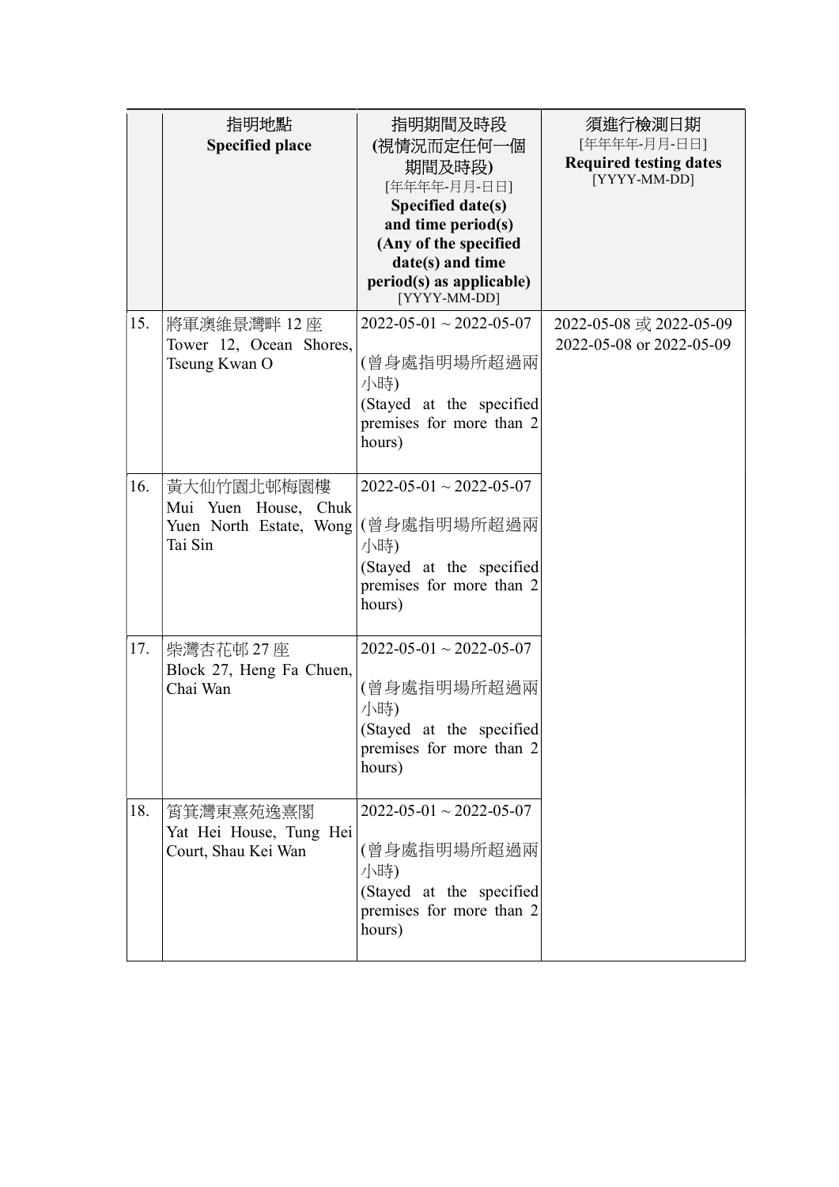| | 指明地點<br>**Specified place** | 指明期間及時段<br>**(視情況而定任何一個期間及時段)**<br>[年年年年-月月-日日]<br>**Specified date(s) and time period(s) (Any of the specified date(s) and time period(s) as applicable)**<br>[YYYY-MM-DD] | 須進行檢測日期<br>[年年年年-月月-日日]<br>**Required testing dates**<br>[YYYY-MM-DD] |
|---|---|---|---|
| 15. | 將軍澳維景灣畔 12 座<br>Tower 12, Ocean Shores, Tseung Kwan O | 2022-05-01 ~ 2022-05-07<br><br>(曾身處指明場所超過兩小時)<br>(Stayed at the specified premises for more than 2 hours) | 2022-05-08 或 2022-05-09<br>2022-05-08 or 2022-05-09 |
| 16. | 黃大仙竹園北邨梅園樓<br>Mui Yuen House, Chuk Yuen North Estate, Wong Tai Sin | 2022-05-01 ~ 2022-05-07<br><br>(曾身處指明場所超過兩小時)<br>(Stayed at the specified premises for more than 2 hours) | |
| 17. | 柴灣杏花邨 27 座<br>Block 27, Heng Fa Chuen, Chai Wan | 2022-05-01 ~ 2022-05-07<br><br>(曾身處指明場所超過兩小時)<br>(Stayed at the specified premises for more than 2 hours) | |
| 18. | 筲箕灣東熹苑逸熹閣<br>Yat Hei House, Tung Hei Court, Shau Kei Wan | 2022-05-01 ~ 2022-05-07<br><br>(曾身處指明場所超過兩小時)<br>(Stayed at the specified premises for more than 2 hours) | |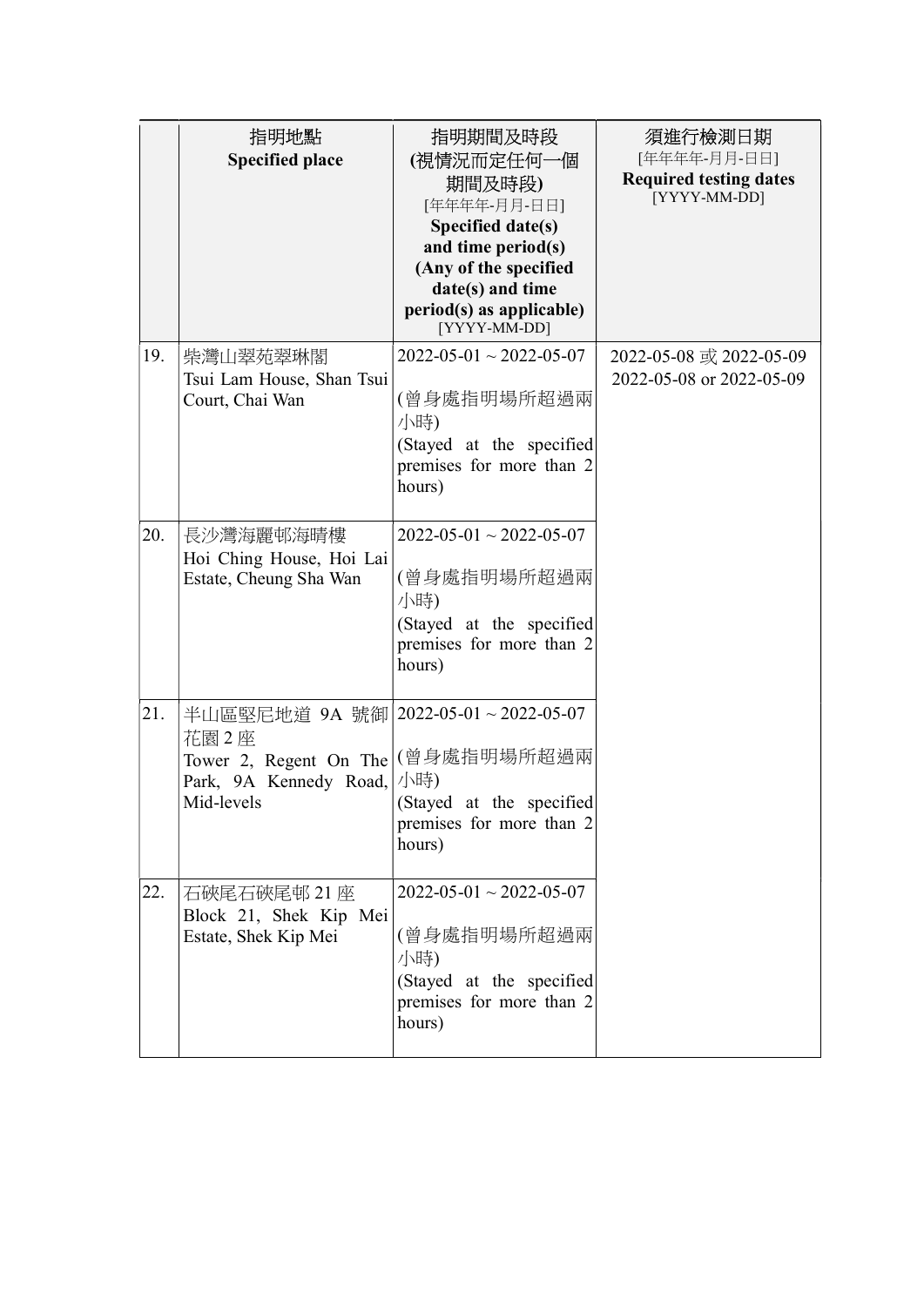| | 指明地點<br>**Specified place** | 指明期間及時段<br>**(視情況而定任何一個期間及時段)**<br>[年年年年-月月-日日]<br>**Specified date(s) and time period(s) (Any of the specified date(s) and time period(s) as applicable)**<br>[YYYY-MM-DD] | 須進行檢測日期<br>[年年年年-月月-日日]<br>**Required testing dates**<br>[YYYY-MM-DD] |
|---|---|---|---|
| 19. | 柴灣山翠苑翠琳閣<br>Tsui Lam House, Shan Tsui Court, Chai Wan | 2022-05-01 ~ 2022-05-07<br><br>(曾身處指明場所超過兩小時)<br>(Stayed at the specified premises for more than 2 hours) | 2022-05-08 或 2022-05-09<br>2022-05-08 or 2022-05-09 |
| 20. | 長沙灣海麗邨海晴樓<br>Hoi Ching House, Hoi Lai Estate, Cheung Sha Wan | 2022-05-01 ~ 2022-05-07<br><br>(曾身處指明場所超過兩小時)<br>(Stayed at the specified premises for more than 2 hours) | |
| 21. | 半山區堅尼地道 9A 號御花園 2 座<br>Tower 2, Regent On The Park, 9A Kennedy Road, Mid-levels | 2022-05-01 ~ 2022-05-07<br><br>(曾身處指明場所超過兩小時)<br>(Stayed at the specified premises for more than 2 hours) | |
| 22. | 石硤尾石硤尾邨 21 座<br>Block 21, Shek Kip Mei Estate, Shek Kip Mei | 2022-05-01 ~ 2022-05-07<br><br>(曾身處指明場所超過兩小時)<br>(Stayed at the specified premises for more than 2 hours) | |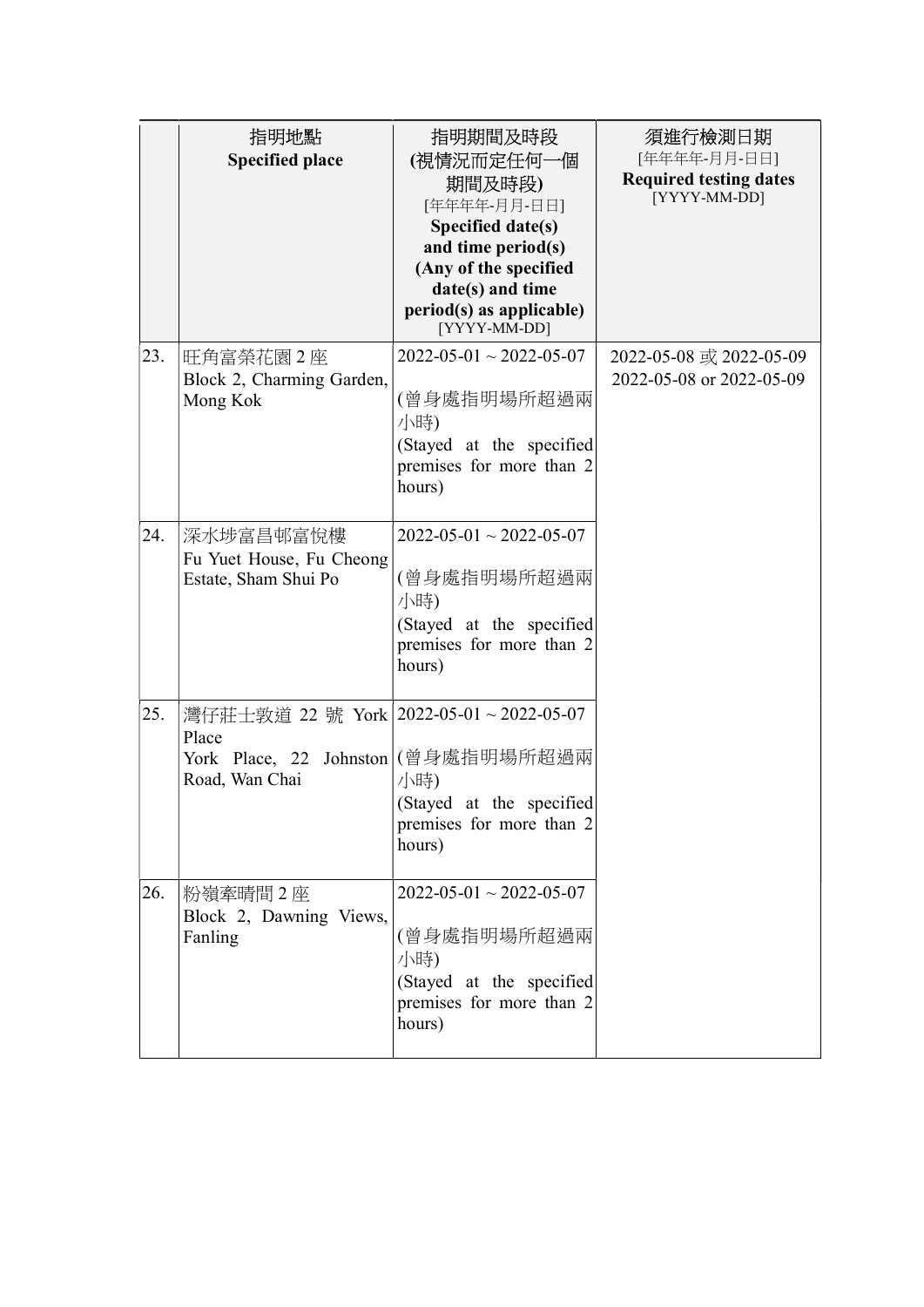| | 指明地點<br>**Specified place** | 指明期間及時段<br>**(視情況而定任何一個期間及時段)**<br>[年年年年-月月-日日]<br>**Specified date(s) and time period(s) (Any of the specified date(s) and time period(s) as applicable)**<br>[YYYY-MM-DD] | 須進行檢測日期<br>[年年年年-月月-日日]<br>**Required testing dates**<br>[YYYY-MM-DD] |
|---|---|---|---|
| 23. | 旺角富榮花園 2 座<br>Block 2, Charming Garden, Mong Kok | 2022-05-01 ~ 2022-05-07<br><br>(曾身處指明場所超過兩小時)<br>(Stayed at the specified premises for more than 2 hours) | 2022-05-08 或 2022-05-09<br>2022-05-08 or 2022-05-09 |
| 24. | 深水埗富昌邨富悅樓<br>Fu Yuet House, Fu Cheong Estate, Sham Shui Po | 2022-05-01 ~ 2022-05-07<br><br>(曾身處指明場所超過兩小時)<br>(Stayed at the specified premises for more than 2 hours) | |
| 25. | 灣仔莊士敦道 22 號 York Place<br>York Place, 22 Johnston Road, Wan Chai | 2022-05-01 ~ 2022-05-07<br><br>(曾身處指明場所超過兩小時)<br>(Stayed at the specified premises for more than 2 hours) | |
| 26. | 粉嶺牽晴間 2 座<br>Block 2, Dawning Views, Fanling | 2022-05-01 ~ 2022-05-07<br><br>(曾身處指明場所超過兩小時)<br>(Stayed at the specified premises for more than 2 hours) | |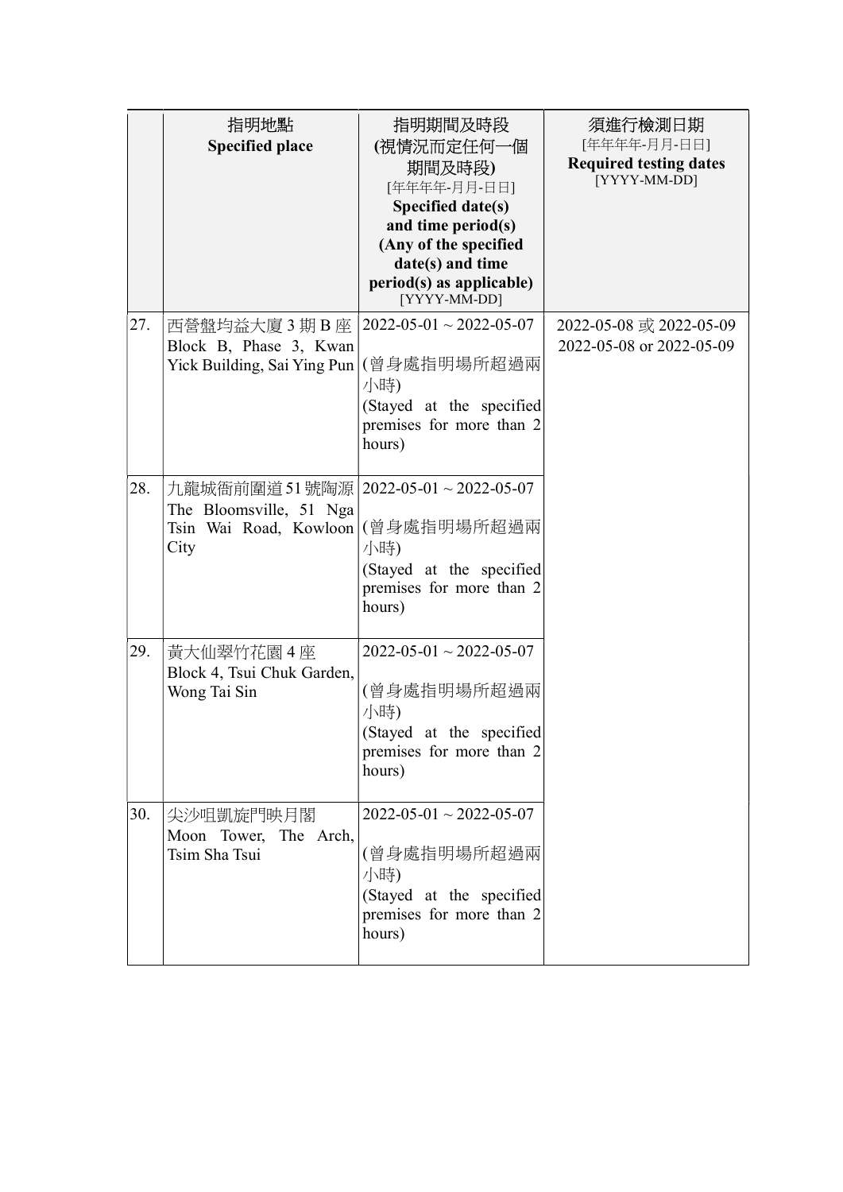| | 指明地點<br>**Specified place** | 指明期間及時段<br>**(視情況而定任何一個期間及時段)**<br>[年年年年-月月-日日]<br>**Specified date(s) and time period(s) (Any of the specified date(s) and time period(s) as applicable)**<br>[YYYY-MM-DD] | 須進行檢測日期<br>[年年年年-月月-日日]<br>**Required testing dates**<br>[YYYY-MM-DD] |
|---|---|---|---|
| 27. | 西營盤均益大廈 3 期 B 座<br>Block B, Phase 3, Kwan Yick Building, Sai Ying Pun | 2022-05-01 ~ 2022-05-07<br><br>(曾身處指明場所超過兩小時)<br>(Stayed at the specified premises for more than 2 hours) | 2022-05-08 或 2022-05-09<br>2022-05-08 or 2022-05-09 |
| 28. | 九龍城衙前圍道 51 號陶源<br>The Bloomsville, 51 Nga Tsin Wai Road, Kowloon City | 2022-05-01 ~ 2022-05-07<br><br>(曾身處指明場所超過兩小時)<br>(Stayed at the specified premises for more than 2 hours) | |
| 29. | 黃大仙翠竹花園 4 座<br>Block 4, Tsui Chuk Garden, Wong Tai Sin | 2022-05-01 ~ 2022-05-07<br><br>(曾身處指明場所超過兩小時)<br>(Stayed at the specified premises for more than 2 hours) | |
| 30. | 尖沙咀凱旋門映月閣<br>Moon Tower, The Arch, Tsim Sha Tsui | 2022-05-01 ~ 2022-05-07<br><br>(曾身處指明場所超過兩小時)<br>(Stayed at the specified premises for more than 2 hours) | |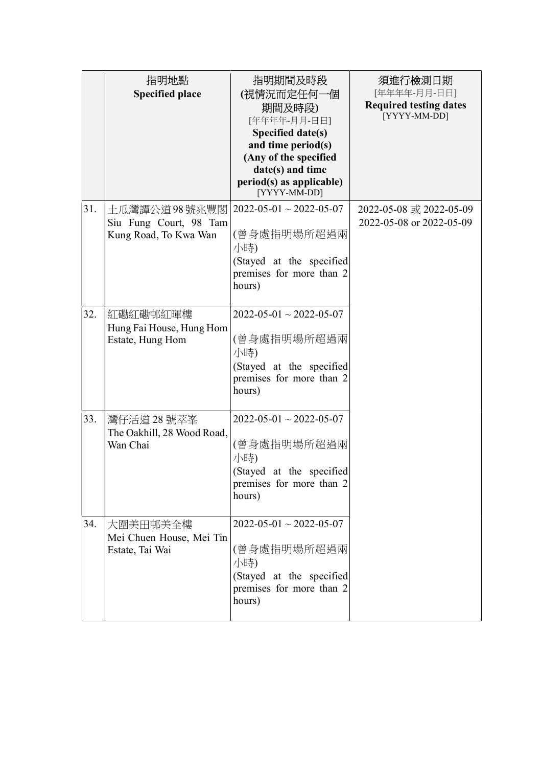| | 指明地點<br>**Specified place** | 指明期間及時段<br>**(視情況而定任何一個期間及時段)**<br>[年年年年-月月-日日]<br>**Specified date(s) and time period(s) (Any of the specified date(s) and time period(s) as applicable)**<br>[YYYY-MM-DD] | 須進行檢測日期<br>[年年年年-月月-日日]<br>**Required testing dates**<br>[YYYY-MM-DD] |
|---|---|---|---|
| 31. | 土瓜灣譚公道98號兆豐閣<br>Siu Fung Court, 98 Tam Kung Road, To Kwa Wan | 2022-05-01 ~ 2022-05-07<br>(曾身處指明場所超過兩小時)<br>(Stayed at the specified premises for more than 2 hours) | 2022-05-08 或 2022-05-09<br>2022-05-08 or 2022-05-09 |
| 32. | 紅磡紅磡邨紅暉樓<br>Hung Fai House, Hung Hom Estate, Hung Hom | 2022-05-01 ~ 2022-05-07<br>(曾身處指明場所超過兩小時)<br>(Stayed at the specified premises for more than 2 hours) | |
| 33. | 灣仔活道 28 號萃峯<br>The Oakhill, 28 Wood Road, Wan Chai | 2022-05-01 ~ 2022-05-07<br>(曾身處指明場所超過兩小時)<br>(Stayed at the specified premises for more than 2 hours) | |
| 34. | 大圍美田邨美全樓<br>Mei Chuen House, Mei Tin Estate, Tai Wai | 2022-05-01 ~ 2022-05-07<br>(曾身處指明場所超過兩小時)<br>(Stayed at the specified premises for more than 2 hours) | |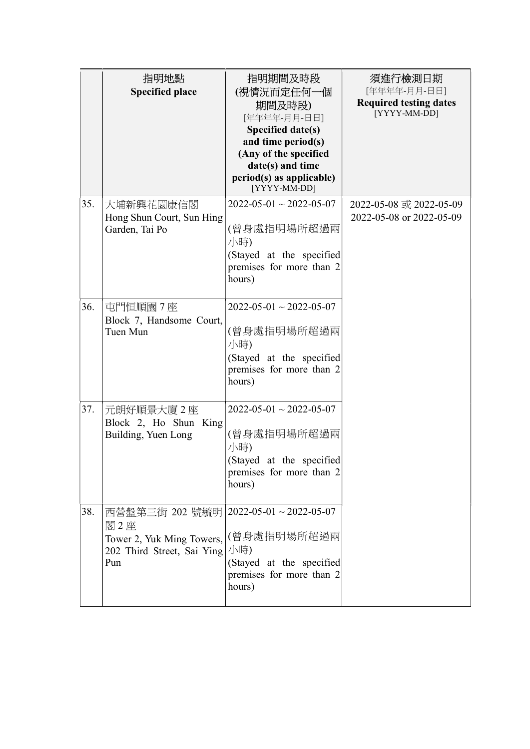| | 指明地點<br>**Specified place** | 指明期間及時段<br>**(視情況而定任何一個期間及時段)**<br>[年年年年-月月-日日]<br>**Specified date(s) and time period(s) (Any of the specified date(s) and time period(s) as applicable)**<br>[YYYY-MM-DD] | 須進行檢測日期<br>[年年年年-月月-日日]<br>**Required testing dates**<br>[YYYY-MM-DD] |
|---|---|---|---|
| 35. | 大埔新興花園康信閣<br>Hong Shun Court, Sun Hing Garden, Tai Po | 2022-05-01 ~ 2022-05-07<br><br>(曾身處指明場所超過兩小時)<br>(Stayed at the specified premises for more than 2 hours) | 2022-05-08 或 2022-05-09<br>2022-05-08 or 2022-05-09 |
| 36. | 屯門恒順園 7 座<br>Block 7, Handsome Court, Tuen Mun | 2022-05-01 ~ 2022-05-07<br><br>(曾身處指明場所超過兩小時)<br>(Stayed at the specified premises for more than 2 hours) | |
| 37. | 元朗好順景大廈 2 座<br>Block 2, Ho Shun King Building, Yuen Long | 2022-05-01 ~ 2022-05-07<br><br>(曾身處指明場所超過兩小時)<br>(Stayed at the specified premises for more than 2 hours) | |
| 38. | 西營盤第三街 202 號毓明閣 2 座<br>Tower 2, Yuk Ming Towers, 202 Third Street, Sai Ying Pun | 2022-05-01 ~ 2022-05-07<br><br>(曾身處指明場所超過兩小時)<br>(Stayed at the specified premises for more than 2 hours) | |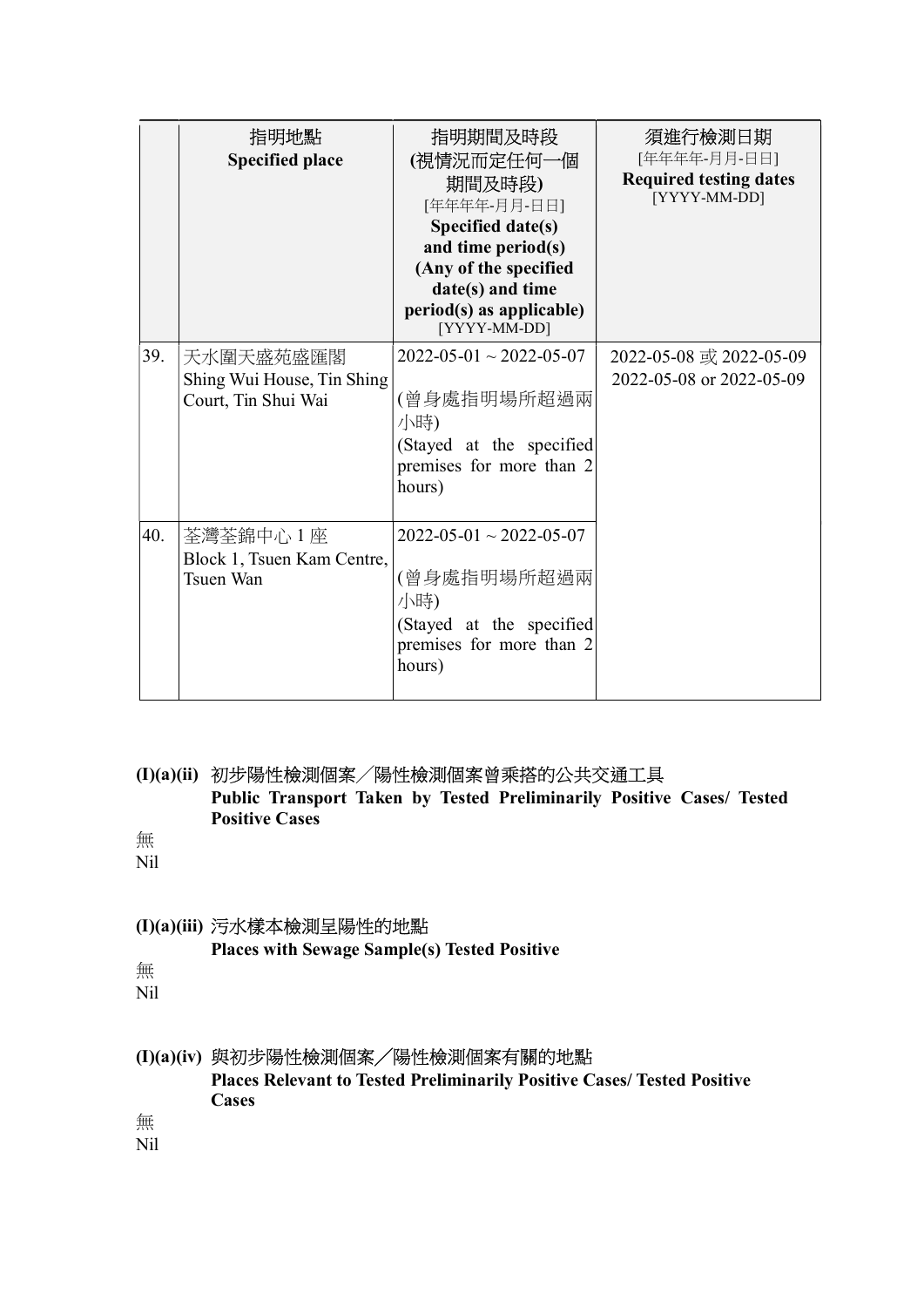| | 指明地點<br>**Specified place** | 指明期間及時段<br>**(視情況而定任何一個期間及時段)**<br>[年年年年-月月-日日]<br>**Specified date(s) and time period(s) (Any of the specified date(s) and time period(s) as applicable)**<br>[YYYY-MM-DD] | 須進行檢測日期<br>[年年年年-月月-日日]<br>**Required testing dates**<br>[YYYY-MM-DD] |
|---|---|---|---|
| 39. | 天水圍天盛苑盛滙閣<br>Shing Wui House, Tin Shing Court, Tin Shui Wai | 2022-05-01 ~ 2022-05-07<br><br>(曾身處指明場所超過兩小時)<br>(Stayed at the specified premises for more than 2 hours) | 2022-05-08 或 2022-05-09<br>2022-05-08 or 2022-05-09 |
| 40. | 荃灣荃錦中心 1 座<br>Block 1, Tsuen Kam Centre, Tsuen Wan | 2022-05-01 ~ 2022-05-07<br><br>(曾身處指明場所超過兩小時)<br>(Stayed at the specified premises for more than 2 hours) | |

**(I)(a)(ii)** 初步陽性檢測個案／陽性檢測個案曾乘搭的公共交通工具
**Public Transport Taken by Tested Preliminarily Positive Cases/ Tested Positive Cases**

無
Nil

**(I)(a)(iii)** 污水樣本檢測呈陽性的地點
**Places with Sewage Sample(s) Tested Positive**

無
Nil

**(I)(a)(iv)** 與初步陽性檢測個案／陽性檢測個案有關的地點
**Places Relevant to Tested Preliminarily Positive Cases/ Tested Positive Cases**

無
Nil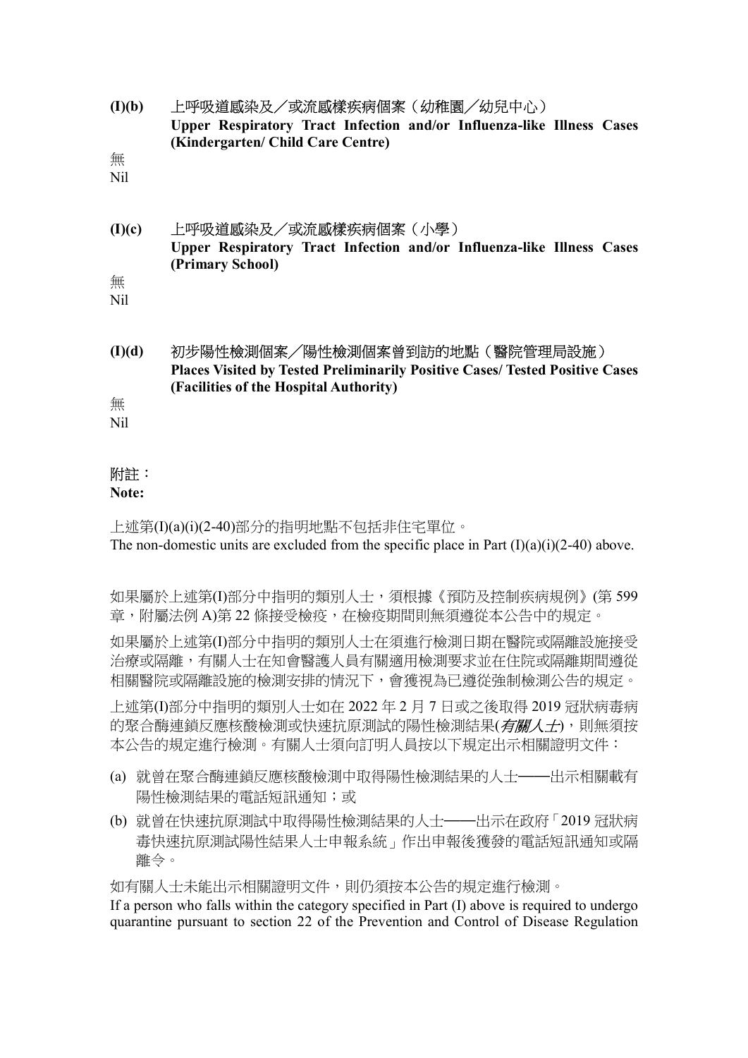**(I)(b)** 上呼吸道感染及／或流感樣疾病個案（幼稚園／幼兒中心）
**Upper Respiratory Tract Infection and/or Influenza-like Illness Cases (Kindergarten/ Child Care Centre)**

無
Nil

**(I)(c)** 上呼吸道感染及／或流感樣疾病個案（小學）
**Upper Respiratory Tract Infection and/or Influenza-like Illness Cases (Primary School)**

無
Nil

**(I)(d)** 初步陽性檢測個案／陽性檢測個案曾到訪的地點（醫院管理局設施）
**Places Visited by Tested Preliminarily Positive Cases/ Tested Positive Cases (Facilities of the Hospital Authority)**

無
Nil

附註：
**Note:**

上述第(I)(a)(i)(2-40)部分的指明地點不包括非住宅單位。
The non-domestic units are excluded from the specific place in Part (I)(a)(i)(2-40) above.

如果屬於上述第(I)部分中指明的類別人士，須根據《預防及控制疾病規例》(第 599 章，附屬法例 A)第 22 條接受檢疫，在檢疫期間則無須遵從本公告中的規定。

如果屬於上述第(I)部分中指明的類別人士在須進行檢測日期在醫院或隔離設施接受治療或隔離，有關人士在知會醫護人員有關適用檢測要求並在住院或隔離期間遵從相關醫院或隔離設施的檢測安排的情況下，會獲視為已遵從強制檢測公告的規定。

上述第(I)部分中指明的類別人士如在 2022 年 2 月 7 日或之後取得 2019 冠狀病毒病的聚合酶連鎖反應核酸檢測或快速抗原測試的陽性檢測結果(*有關人士*)，則無須按本公告的規定進行檢測。有關人士須向訂明人員按以下規定出示相關證明文件：

(a) 就曾在聚合酶連鎖反應核酸檢測中取得陽性檢測結果的人士——出示相關載有陽性檢測結果的電話短訊通知；或

(b) 就曾在快速抗原測試中取得陽性檢測結果的人士——出示在政府「2019 冠狀病毒快速抗原測試陽性結果人士申報系統」作出申報後獲發的電話短訊通知或隔離令。

如有關人士未能出示相關證明文件，則仍須按本公告的規定進行檢測。

If a person who falls within the category specified in Part (I) above is required to undergo quarantine pursuant to section 22 of the Prevention and Control of Disease Regulation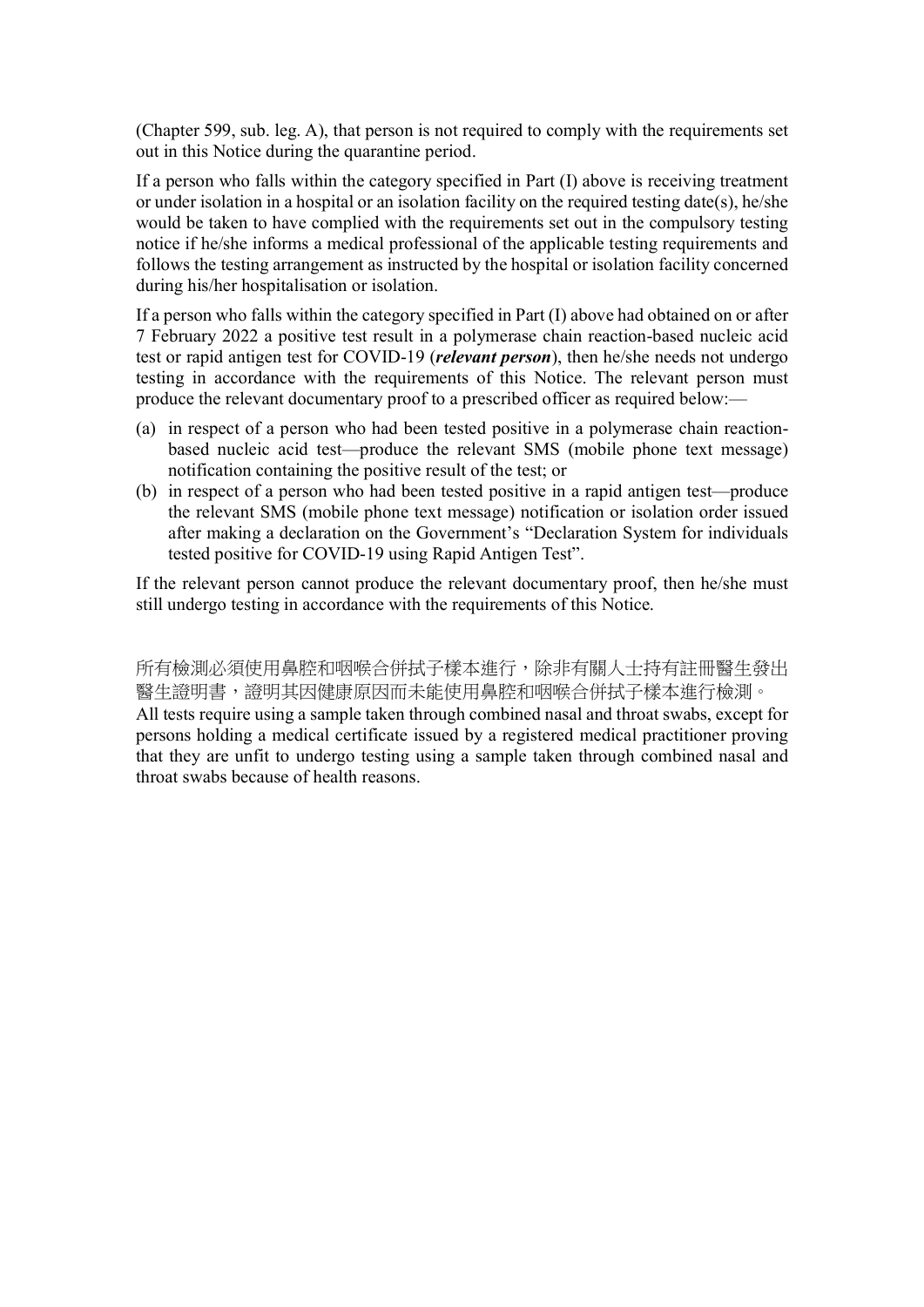(Chapter 599, sub. leg. A), that person is not required to comply with the requirements set out in this Notice during the quarantine period.

If a person who falls within the category specified in Part (I) above is receiving treatment or under isolation in a hospital or an isolation facility on the required testing date(s), he/she would be taken to have complied with the requirements set out in the compulsory testing notice if he/she informs a medical professional of the applicable testing requirements and follows the testing arrangement as instructed by the hospital or isolation facility concerned during his/her hospitalisation or isolation.

If a person who falls within the category specified in Part (I) above had obtained on or after 7 February 2022 a positive test result in a polymerase chain reaction-based nucleic acid test or rapid antigen test for COVID-19 (***relevant person***), then he/she needs not undergo testing in accordance with the requirements of this Notice. The relevant person must produce the relevant documentary proof to a prescribed officer as required below:—

(a) in respect of a person who had been tested positive in a polymerase chain reaction-based nucleic acid test—produce the relevant SMS (mobile phone text message) notification containing the positive result of the test; or
(b) in respect of a person who had been tested positive in a rapid antigen test—produce the relevant SMS (mobile phone text message) notification or isolation order issued after making a declaration on the Government's "Declaration System for individuals tested positive for COVID-19 using Rapid Antigen Test".

If the relevant person cannot produce the relevant documentary proof, then he/she must still undergo testing in accordance with the requirements of this Notice.

所有檢測必須使用鼻腔和咽喉合併拭子樣本進行，除非有關人士持有註冊醫生發出醫生證明書，證明其因健康原因而未能使用鼻腔和咽喉合併拭子樣本進行檢測。
All tests require using a sample taken through combined nasal and throat swabs, except for persons holding a medical certificate issued by a registered medical practitioner proving that they are unfit to undergo testing using a sample taken through combined nasal and throat swabs because of health reasons.